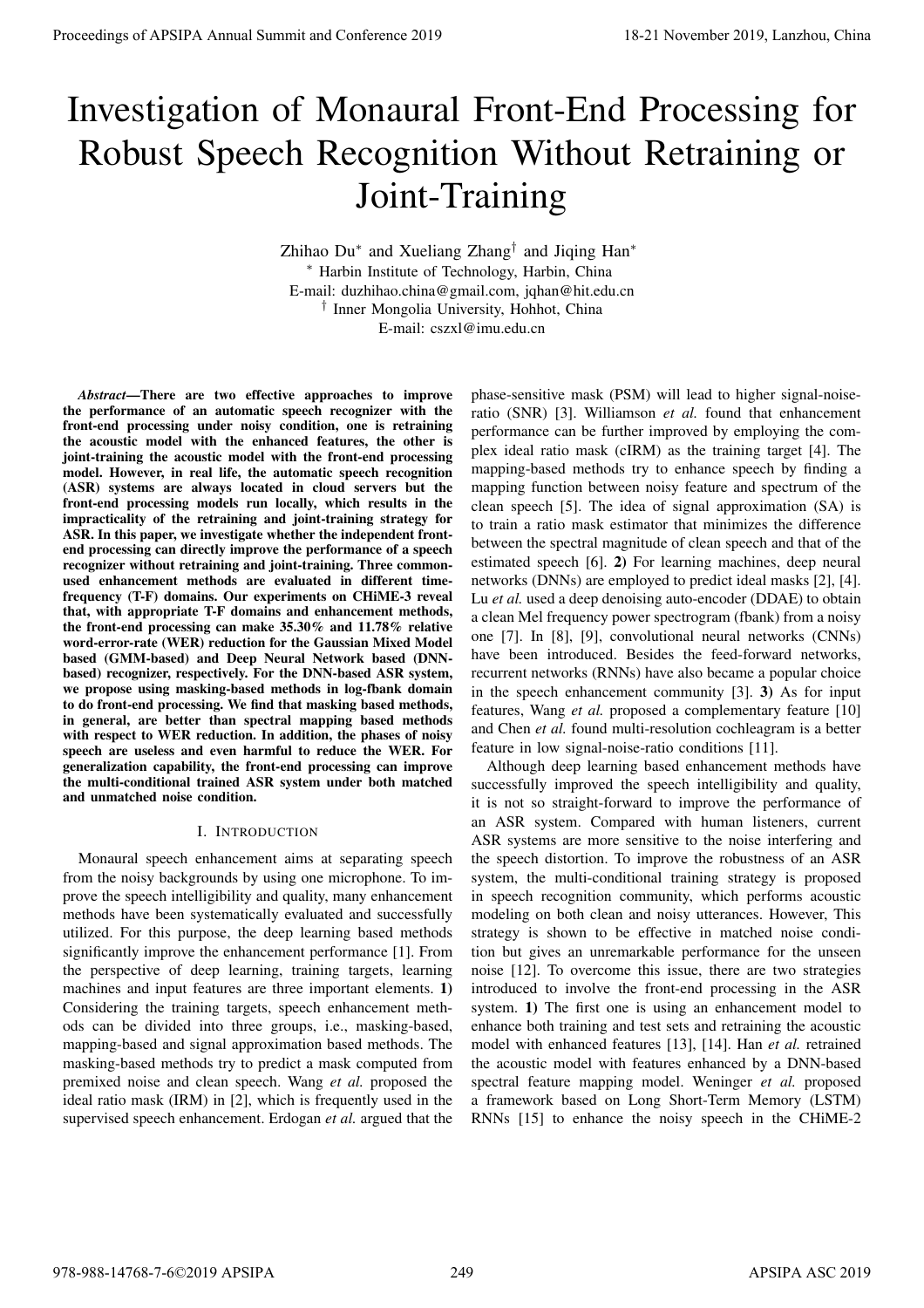# Investigation of Monaural Front-End Processing for Robust Speech Recognition Without Retraining or Joint-Training

Zhihao Du* and Xueliang Zhang† and Jiqing Han*

* Harbin Institute of Technology, Harbin, China
E-mail: duzhihao.china@gmail.com, jqhan@hit.edu.cn
† Inner Mongolia University, Hohhot, China
E-mail: cszxl@imu.edu.cn

***Abstract*—There are two effective approaches to improve the performance of an automatic speech recognizer with the front-end processing under noisy condition, one is retraining the acoustic model with the enhanced features, the other is joint-training the acoustic model with the front-end processing model. However, in real life, the automatic speech recognition (ASR) systems are always located in cloud servers but the front-end processing models run locally, which results in the impracticality of the retraining and joint-training strategy for ASR. In this paper, we investigate whether the independent front-end processing can directly improve the performance of a speech recognizer without retraining and joint-training. Three common-used enhancement methods are evaluated in different time-frequency (T-F) domains. Our experiments on CHiME-3 reveal that, with appropriate T-F domains and enhancement methods, the front-end processing can make 35.30% and 11.78% relative word-error-rate (WER) reduction for the Gaussian Mixed Model based (GMM-based) and Deep Neural Network based (DNN-based) recognizer, respectively. For the DNN-based ASR system, we propose using masking-based methods in log-fbank domain to do front-end processing. We find that masking based methods, in general, are better than spectral mapping based methods with respect to WER reduction. In addition, the phases of noisy speech are useless and even harmful to reduce the WER. For generalization capability, the front-end processing can improve the multi-conditional trained ASR system under both matched and unmatched noise condition.**

## I. Introduction

Monaural speech enhancement aims at separating speech from the noisy backgrounds by using one microphone. To improve the speech intelligibility and quality, many enhancement methods have been systematically evaluated and successfully utilized. For this purpose, the deep learning based methods significantly improve the enhancement performance [1]. From the perspective of deep learning, training targets, learning machines and input features are three important elements. **1)** Considering the training targets, speech enhancement methods can be divided into three groups, i.e., masking-based, mapping-based and signal approximation based methods. The masking-based methods try to predict a mask computed from premixed noise and clean speech. Wang *et al.* proposed the ideal ratio mask (IRM) in [2], which is frequently used in the supervised speech enhancement. Erdogan *et al.* argued that the phase-sensitive mask (PSM) will lead to higher signal-noise-ratio (SNR) [3]. Williamson *et al.* found that enhancement performance can be further improved by employing the complex ideal ratio mask (cIRM) as the training target [4]. The mapping-based methods try to enhance speech by finding a mapping function between noisy feature and spectrum of the clean speech [5]. The idea of signal approximation (SA) is to train a ratio mask estimator that minimizes the difference between the spectral magnitude of clean speech and that of the estimated speech [6]. **2)** For learning machines, deep neural networks (DNNs) are employed to predict ideal masks [2], [4]. Lu *et al.* used a deep denoising auto-encoder (DDAE) to obtain a clean Mel frequency power spectrogram (fbank) from a noisy one [7]. In [8], [9], convolutional neural networks (CNNs) have been introduced. Besides the feed-forward networks, recurrent networks (RNNs) have also became a popular choice in the speech enhancement community [3]. **3)** As for input features, Wang *et al.* proposed a complementary feature [10] and Chen *et al.* found multi-resolution cochleagram is a better feature in low signal-noise-ratio conditions [11].

Although deep learning based enhancement methods have successfully improved the speech intelligibility and quality, it is not so straight-forward to improve the performance of an ASR system. Compared with human listeners, current ASR systems are more sensitive to the noise interfering and the speech distortion. To improve the robustness of an ASR system, the multi-conditional training strategy is proposed in speech recognition community, which performs acoustic modeling on both clean and noisy utterances. However, This strategy is shown to be effective in matched noise condition but gives an unremarkable performance for the unseen noise [12]. To overcome this issue, there are two strategies introduced to involve the front-end processing in the ASR system. **1)** The first one is using an enhancement model to enhance both training and test sets and retraining the acoustic model with enhanced features [13], [14]. Han *et al.* retrained the acoustic model with features enhanced by a DNN-based spectral feature mapping model. Weninger *et al.* proposed a framework based on Long Short-Term Memory (LSTM) RNNs [15] to enhance the noisy speech in the CHiME-2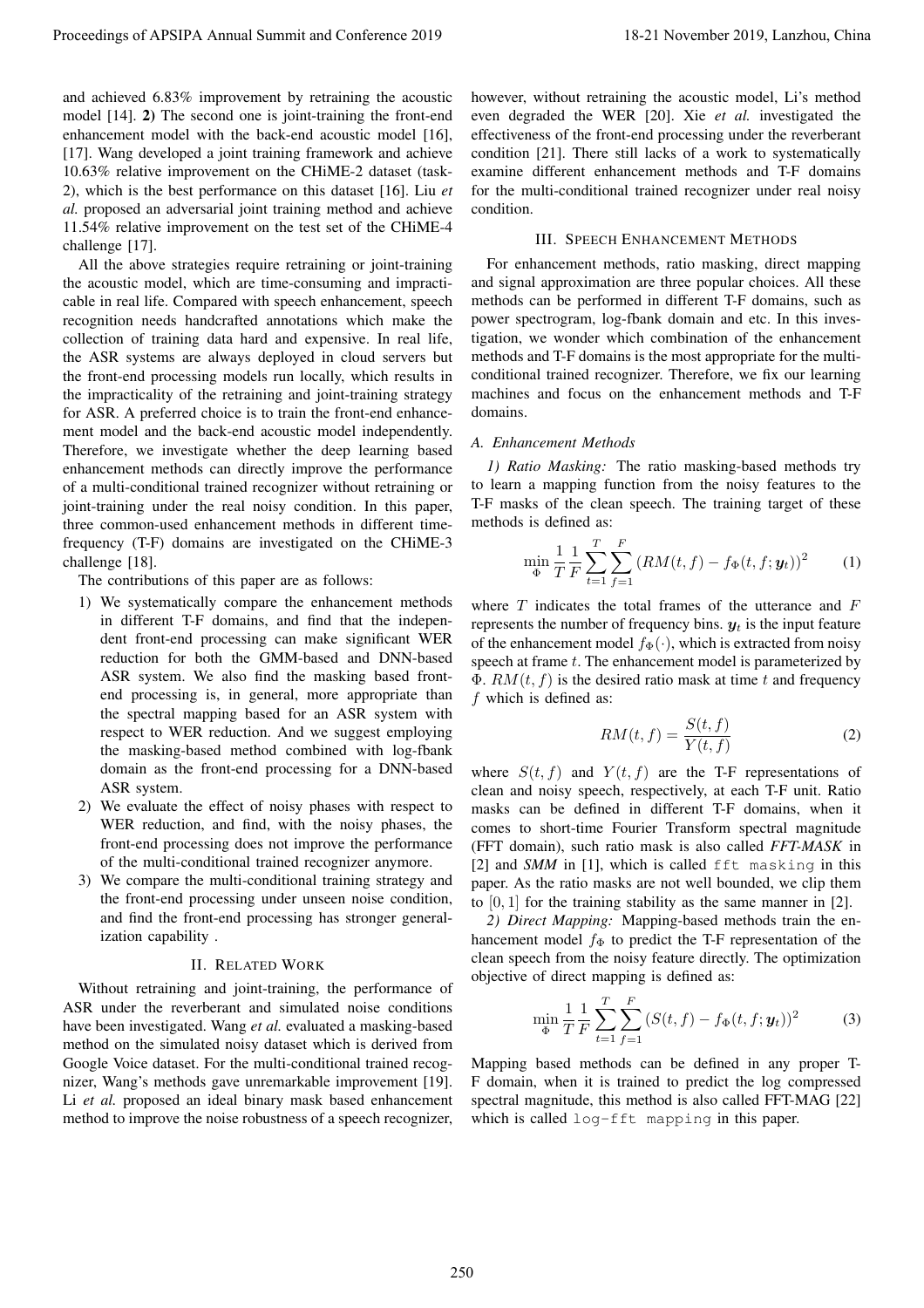and achieved 6.83% improvement by retraining the acoustic model [14]. **2)** The second one is joint-training the front-end enhancement model with the back-end acoustic model [16], [17]. Wang developed a joint training framework and achieve 10.63% relative improvement on the CHiME-2 dataset (task-2), which is the best performance on this dataset [16]. Liu *et al.* proposed an adversarial joint training method and achieve 11.54% relative improvement on the test set of the CHiME-4 challenge [17].

All the above strategies require retraining or joint-training the acoustic model, which are time-consuming and impracticable in real life. Compared with speech enhancement, speech recognition needs handcrafted annotations which make the collection of training data hard and expensive. In real life, the ASR systems are always deployed in cloud servers but the front-end processing models run locally, which results in the impracticality of the retraining and joint-training strategy for ASR. A preferred choice is to train the front-end enhancement model and the back-end acoustic model independently. Therefore, we investigate whether the deep learning based enhancement methods can directly improve the performance of a multi-conditional trained recognizer without retraining or joint-training under the real noisy condition. In this paper, three common-used enhancement methods in different time-frequency (T-F) domains are investigated on the CHiME-3 challenge [18].

The contributions of this paper are as follows:

1) We systematically compare the enhancement methods in different T-F domains, and find that the independent front-end processing can make significant WER reduction for both the GMM-based and DNN-based ASR system. We also find the masking based front-end processing is, in general, more appropriate than the spectral mapping based for an ASR system with respect to WER reduction. And we suggest employing the masking-based method combined with log-fbank domain as the front-end processing for a DNN-based ASR system.
2) We evaluate the effect of noisy phases with respect to WER reduction, and find, with the noisy phases, the front-end processing does not improve the performance of the multi-conditional trained recognizer anymore.
3) We compare the multi-conditional training strategy and the front-end processing under unseen noise condition, and find the front-end processing has stronger generalization capability .

## II. Related Work

Without retraining and joint-training, the performance of ASR under the reverberant and simulated noise conditions have been investigated. Wang *et al.* evaluated a masking-based method on the simulated noisy dataset which is derived from Google Voice dataset. For the multi-conditional trained recognizer, Wang's methods gave unremarkable improvement [19]. Li *et al.* proposed an ideal binary mask based enhancement method to improve the noise robustness of a speech recognizer, however, without retraining the acoustic model, Li's method even degraded the WER [20]. Xie *et al.* investigated the effectiveness of the front-end processing under the reverberant condition [21]. There still lacks of a work to systematically examine different enhancement methods and T-F domains for the multi-conditional trained recognizer under real noisy condition.

## III. Speech Enhancement Methods

For enhancement methods, ratio masking, direct mapping and signal approximation are three popular choices. All these methods can be performed in different T-F domains, such as power spectrogram, log-fbank domain and etc. In this investigation, we wonder which combination of the enhancement methods and T-F domains is the most appropriate for the multi-conditional trained recognizer. Therefore, we fix our learning machines and focus on the enhancement methods and T-F domains.

### A. Enhancement Methods

*1) Ratio Masking:* The ratio masking-based methods try to learn a mapping function from the noisy features to the T-F masks of the clean speech. The training target of these methods is defined as:

$$\min_{\Phi} \frac{1}{T}\frac{1}{F}\sum_{t=1}^{T}\sum_{f=1}^{F}\left(RM(t,f) - f_{\Phi}(t,f;\boldsymbol{y}_t)\right)^2 \tag{1}$$

where $T$ indicates the total frames of the utterance and $F$ represents the number of frequency bins. $\boldsymbol{y}_t$ is the input feature of the enhancement model $f_{\Phi}(\cdot)$, which is extracted from noisy speech at frame $t$. The enhancement model is parameterized by $\Phi$. $RM(t,f)$ is the desired ratio mask at time $t$ and frequency $f$ which is defined as:

$$RM(t,f) = \frac{S(t,f)}{Y(t,f)} \tag{2}$$

where $S(t,f)$ and $Y(t,f)$ are the T-F representations of clean and noisy speech, respectively, at each T-F unit. Ratio masks can be defined in different T-F domains, when it comes to short-time Fourier Transform spectral magnitude (FFT domain), such ratio mask is also called ***FFT-MASK*** in [2] and ***SMM*** in [1], which is called `fft masking` in this paper. As the ratio masks are not well bounded, we clip them to $[0,1]$ for the training stability as the same manner in [2].

*2) Direct Mapping:* Mapping-based methods train the enhancement model $f_{\Phi}$ to predict the T-F representation of the clean speech from the noisy feature directly. The optimization objective of direct mapping is defined as:

$$\min_{\Phi} \frac{1}{T}\frac{1}{F}\sum_{t=1}^{T}\sum_{f=1}^{F}\left(S(t,f) - f_{\Phi}(t,f;\boldsymbol{y}_t)\right)^2 \tag{3}$$

Mapping based methods can be defined in any proper T-F domain, when it is trained to predict the log compressed spectral magnitude, this method is also called FFT-MAG [22] which is called `log-fft mapping` in this paper.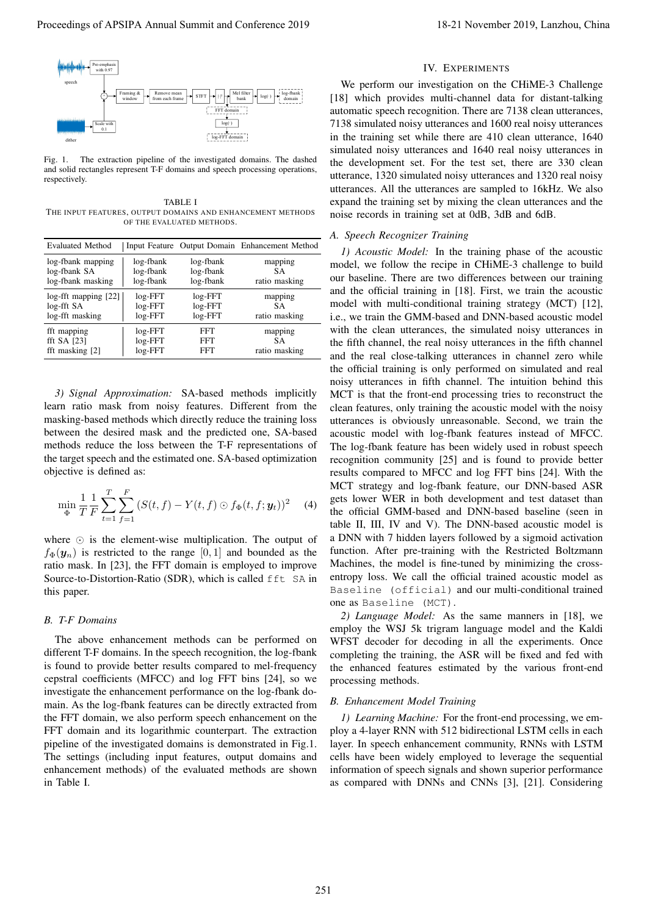Fig. 1. The extraction pipeline of the investigated domains. The dashed and solid rectangles represent T-F domains and speech processing operations, respectively.

TABLE I
THE INPUT FEATURES, OUTPUT DOMAINS AND ENHANCEMENT METHODS OF THE EVALUATED METHODS.

| Evaluated Method | Input Feature | Output Domain | Enhancement Method |
|---|---|---|---|
| log-fbank mapping | log-fbank | log-fbank | mapping |
| log-fbank SA | log-fbank | log-fbank | SA |
| log-fbank masking | log-fbank | log-fbank | ratio masking |
| log-fft mapping [22] | log-FFT | log-FFT | mapping |
| log-fft SA | log-FFT | log-FFT | SA |
| log-fft masking | log-FFT | log-FFT | ratio masking |
| fft mapping | log-FFT | FFT | mapping |
| fft SA [23] | log-FFT | FFT | SA |
| fft masking [2] | log-FFT | FFT | ratio masking |

*3) Signal Approximation:* SA-based methods implicitly learn ratio mask from noisy features. Different from the masking-based methods which directly reduce the training loss between the desired mask and the predicted one, SA-based methods reduce the loss between the T-F representations of the target speech and the estimated one. SA-based optimization objective is defined as:

$$\min_{\Phi} \frac{1}{T}\frac{1}{F}\sum_{t=1}^{T}\sum_{f=1}^{F}(S(t,f) - Y(t,f)\odot f_{\Phi}(t,f;\boldsymbol{y}_t))^2 \quad (4)$$

where $\odot$ is the element-wise multiplication. The output of $f_{\Phi}(\boldsymbol{y}_n)$ is restricted to the range $[0,1]$ and bounded as the ratio mask. In [23], the FFT domain is employed to improve Source-to-Distortion-Ratio (SDR), which is called `fft SA` in this paper.

### B. T-F Domains

The above enhancement methods can be performed on different T-F domains. In the speech recognition, the log-fbank is found to provide better results compared to mel-frequency cepstral coefficients (MFCC) and log FFT bins [24], so we investigate the enhancement performance on the log-fbank domain. As the log-fbank features can be directly extracted from the FFT domain, we also perform speech enhancement on the FFT domain and its logarithmic counterpart. The extraction pipeline of the investigated domains is demonstrated in Fig.1. The settings (including input features, output domains and enhancement methods) of the evaluated methods are shown in Table I.

## IV. EXPERIMENTS

We perform our investigation on the CHiME-3 Challenge [18] which provides multi-channel data for distant-talking automatic speech recognition. There are 7138 clean utterances, 7138 simulated noisy utterances and 1600 real noisy utterances in the training set while there are 410 clean utterance, 1640 simulated noisy utterances and 1640 real noisy utterances in the development set. For the test set, there are 330 clean utterance, 1320 simulated noisy utterances and 1320 real noisy utterances. All the utterances are sampled to 16kHz. We also expand the training set by mixing the clean utterances and the noise records in training set at 0dB, 3dB and 6dB.

### A. Speech Recognizer Training

*1) Acoustic Model:* In the training phase of the acoustic model, we follow the recipe in CHiME-3 challenge to build our baseline. There are two differences between our training and the official training in [18]. First, we train the acoustic model with multi-conditional training strategy (MCT) [12], i.e., we train the GMM-based and DNN-based acoustic model with the clean utterances, the simulated noisy utterances in the fifth channel, the real noisy utterances in the fifth channel and the real close-talking utterances in channel zero while the official training is only performed on simulated and real noisy utterances in fifth channel. The intuition behind this MCT is that the front-end processing tries to reconstruct the clean features, only training the acoustic model with the noisy utterances is obviously unreasonable. Second, we train the acoustic model with log-fbank features instead of MFCC. The log-fbank feature has been widely used in robust speech recognition community [25] and is found to provide better results compared to MFCC and log FFT bins [24]. With the MCT strategy and log-fbank feature, our DNN-based ASR gets lower WER in both development and test dataset than the official GMM-based and DNN-based baseline (seen in table II, III, IV and V). The DNN-based acoustic model is a DNN with 7 hidden layers followed by a sigmoid activation function. After pre-training with the Restricted Boltzmann Machines, the model is fine-tuned by minimizing the cross-entropy loss. We call the official trained acoustic model as `Baseline (official)` and our multi-conditional trained one as `Baseline (MCT)`.

*2) Language Model:* As the same manners in [18], we employ the WSJ 5k trigram language model and the Kaldi WFST decoder for decoding in all the experiments. Once completing the training, the ASR will be fixed and fed with the enhanced features estimated by the various front-end processing methods.

### B. Enhancement Model Training

*1) Learning Machine:* For the front-end processing, we employ a 4-layer RNN with 512 bidirectional LSTM cells in each layer. In speech enhancement community, RNNs with LSTM cells have been widely employed to leverage the sequential information of speech signals and shown superior performance as compared with DNNs and CNNs [3], [21]. Considering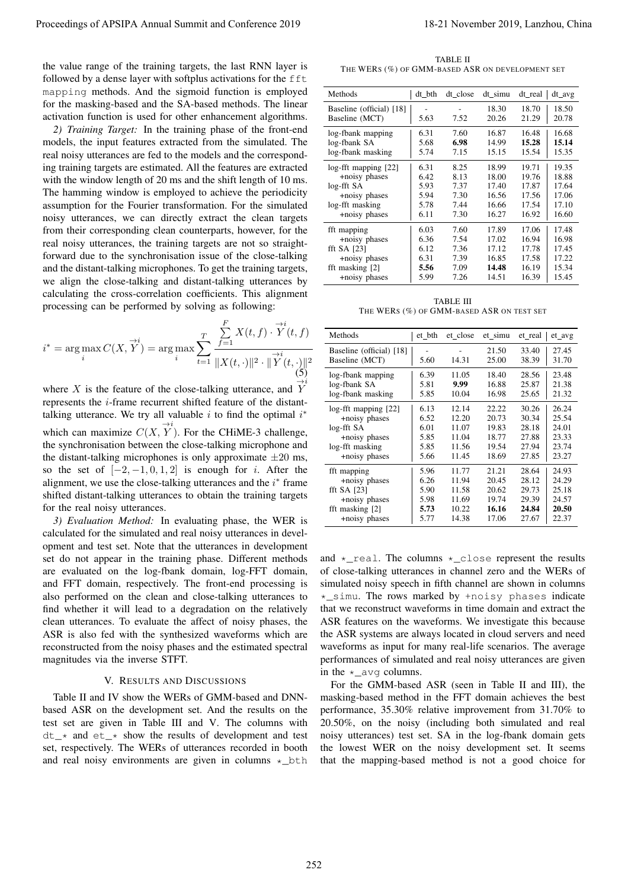the value range of the training targets, the last RNN layer is followed by a dense layer with softplus activations for the `fft mapping` methods. And the sigmoid function is employed for the masking-based and the SA-based methods. The linear activation function is used for other enhancement algorithms.

*2) Training Target:* In the training phase of the front-end models, the input features extracted from the simulated. The real noisy utterances are fed to the models and the corresponding training targets are estimated. All the features are extracted with the window length of 20 ms and the shift length of 10 ms. The hamming window is employed to achieve the periodicity assumption for the Fourier transformation. For the simulated noisy utterances, we can directly extract the clean targets from their corresponding clean counterparts, however, for the real noisy utterances, the training targets are not so straightforward due to the synchronisation issue of the close-talking and the distant-talking microphones. To get the training targets, we align the close-talking and distant-talking utterances by calculating the cross-correlation coefficients. This alignment processing can be performed by solving as following:

$$i^* = \arg\max_i C(X, \overset{\rightarrow i}{Y}) = \arg\max_i \sum_{t=1}^{T} \frac{\sum_{f=1}^{F} X(t,f) \cdot \overset{\rightarrow i}{Y}(t,f)}{\|X(t,\cdot)\|^2 \cdot \|\overset{\rightarrow i}{Y}(t,\cdot)\|^2} \tag{5}$$

where $X$ is the feature of the close-talking utterance, and $\overset{\rightarrow i}{Y}$ represents the $i$-frame recurrent shifted feature of the distant-talking utterance. We try all valuable $i$ to find the optimal $i^*$ which can maximize $C(X, \overset{\rightarrow i}{Y})$. For the CHiME-3 challenge, the synchronisation between the close-talking microphone and the distant-talking microphones is only approximate $\pm 20$ ms, so the set of $[-2, -1, 0, 1, 2]$ is enough for $i$. After the alignment, we use the close-talking utterances and the $i^*$ frame shifted distant-talking utterances to obtain the training targets for the real noisy utterances.

*3) Evaluation Method:* In evaluating phase, the WER is calculated for the simulated and real noisy utterances in development and test set. Note that the utterances in development set do not appear in the training phase. Different methods are evaluated on the log-fbank domain, log-FFT domain, and FFT domain, respectively. The front-end processing is also performed on the clean and close-talking utterances to find whether it will lead to a degradation on the relatively clean utterances. To evaluate the affect of noisy phases, the ASR is also fed with the synthesized waveforms which are reconstructed from the noisy phases and the estimated spectral magnitudes via the inverse STFT.

## V. Results and Discussions

Table II and IV show the WERs of GMM-based and DNN-based ASR on the development set. And the results on the test set are given in Table III and V. The columns with `dt_*` and `et_*` show the results of development and test set, respectively. The WERs of utterances recorded in booth and real noisy environments are given in columns `*_bth` and `*_real`. The columns `*_close` represent the results of close-talking utterances in channel zero and the WERs of simulated noisy speech in fifth channel are shown in columns `*_simu`. The rows marked by `+noisy phases` indicate that we reconstruct waveforms in time domain and extract the ASR features on the waveforms. We investigate this because the ASR systems are always located in cloud servers and need waveforms as input for many real-life scenarios. The average performances of simulated and real noisy utterances are given in the `*_avg` columns.

For the GMM-based ASR (seen in Table II and III), the masking-based method in the FFT domain achieves the best performance, 35.30% relative improvement from 31.70% to 20.50%, on the noisy (including both simulated and real noisy utterances) test set. SA in the log-fbank domain gets the lowest WER on the noisy development set. It seems that the mapping-based method is not a good choice for

TABLE II
The WERs (%) of GMM-based ASR on development set

| Methods | dt_bth | dt_close | dt_simu | dt_real | dt_avg |
|---|---|---|---|---|---|
| Baseline (official) [18] | - | - | 18.30 | 18.70 | 18.50 |
| Baseline (MCT) | 5.63 | 7.52 | 20.26 | 21.29 | 20.78 |
| log-fbank mapping | 6.31 | 7.60 | 16.87 | 16.48 | 16.68 |
| log-fbank SA | 5.68 | **6.98** | 14.99 | **15.28** | **15.14** |
| log-fbank masking | 5.74 | 7.15 | 15.15 | 15.54 | 15.35 |
| log-fft mapping [22] | 6.31 | 8.25 | 18.99 | 19.71 | 19.35 |
| +noisy phases | 6.42 | 8.13 | 18.00 | 19.76 | 18.88 |
| log-fft SA | 5.93 | 7.37 | 17.40 | 17.87 | 17.64 |
| +noisy phases | 5.94 | 7.30 | 16.56 | 17.56 | 17.06 |
| log-fft masking | 5.78 | 7.44 | 16.66 | 17.54 | 17.10 |
| +noisy phases | 6.11 | 7.30 | 16.27 | 16.92 | 16.60 |
| fft mapping | 6.03 | 7.60 | 17.89 | 17.06 | 17.48 |
| +noisy phases | 6.36 | 7.54 | 17.02 | 16.94 | 16.98 |
| fft SA [23] | 6.12 | 7.36 | 17.12 | 17.78 | 17.45 |
| +noisy phases | 6.31 | 7.39 | 16.85 | 17.58 | 17.22 |
| fft masking [2] | **5.56** | 7.09 | **14.48** | 16.19 | 15.34 |
| +noisy phases | 5.99 | 7.26 | 14.51 | 16.39 | 15.45 |

TABLE III
The WERs (%) of GMM-based ASR on test set

| Methods | et_bth | et_close | et_simu | et_real | et_avg |
|---|---|---|---|---|---|
| Baseline (official) [18] | - | - | 21.50 | 33.40 | 27.45 |
| Baseline (MCT) | 5.60 | 14.31 | 25.00 | 38.39 | 31.70 |
| log-fbank mapping | 6.39 | 11.05 | 18.40 | 28.56 | 23.48 |
| log-fbank SA | 5.81 | **9.99** | 16.88 | 25.87 | 21.38 |
| log-fbank masking | 5.85 | 10.04 | 16.98 | 25.65 | 21.32 |
| log-fft mapping [22] | 6.13 | 12.14 | 22.22 | 30.26 | 26.24 |
| +noisy phases | 6.52 | 12.20 | 20.73 | 30.34 | 25.54 |
| log-fft SA | 6.01 | 11.07 | 19.83 | 28.18 | 24.01 |
| +noisy phases | 5.85 | 11.04 | 18.77 | 27.88 | 23.33 |
| log-fft masking | 5.85 | 11.56 | 19.54 | 27.94 | 23.74 |
| +noisy phases | 5.66 | 11.45 | 18.69 | 27.85 | 23.27 |
| fft mapping | 5.96 | 11.77 | 21.21 | 28.64 | 24.93 |
| +noisy phases | 6.26 | 11.94 | 20.45 | 28.12 | 24.29 |
| fft SA [23] | 5.90 | 11.58 | 20.62 | 29.73 | 25.18 |
| +noisy phases | 5.98 | 11.69 | 19.74 | 29.39 | 24.57 |
| fft masking [2] | **5.73** | 10.22 | **16.16** | **24.84** | **20.50** |
| +noisy phases | 5.77 | 14.38 | 17.06 | 27.67 | 22.37 |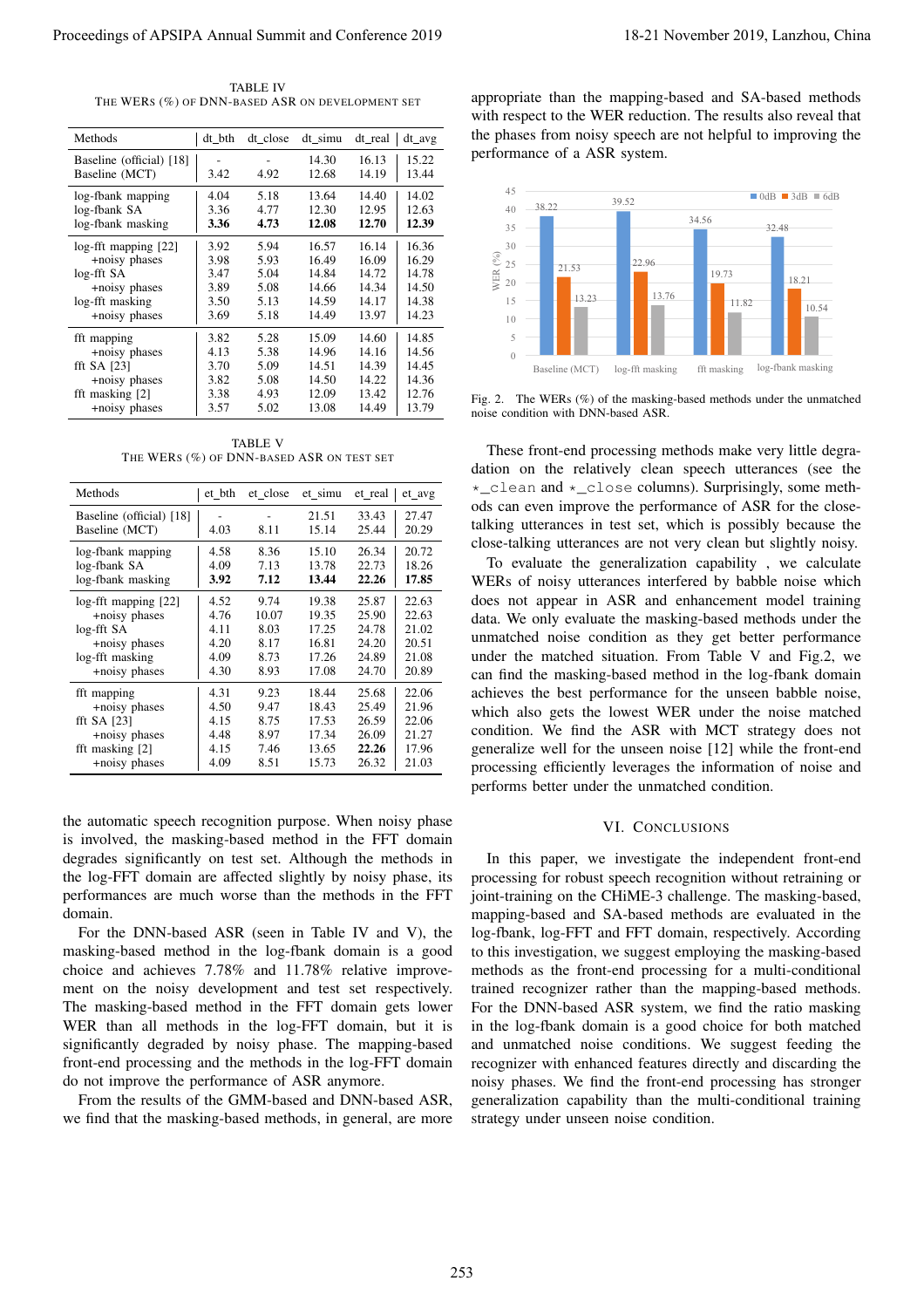TABLE IV
THE WERS (%) OF DNN-BASED ASR ON DEVELOPMENT SET

| Methods | dt_bth | dt_close | dt_simu | dt_real | dt_avg |
|---|---|---|---|---|---|
| Baseline (official) [18] | - | - | 14.30 | 16.13 | 15.22 |
| Baseline (MCT) | 3.42 | 4.92 | 12.68 | 14.19 | 13.44 |
| log-fbank mapping | 4.04 | 5.18 | 13.64 | 14.40 | 14.02 |
| log-fbank SA | 3.36 | 4.77 | 12.30 | 12.95 | 12.63 |
| log-fbank masking | **3.36** | **4.73** | **12.08** | **12.70** | **12.39** |
| log-fft mapping [22] | 3.92 | 5.94 | 16.57 | 16.14 | 16.36 |
| +noisy phases | 3.98 | 5.93 | 16.49 | 16.09 | 16.29 |
| log-fft SA | 3.47 | 5.04 | 14.84 | 14.72 | 14.78 |
| +noisy phases | 3.89 | 5.08 | 14.66 | 14.34 | 14.50 |
| log-fft masking | 3.50 | 5.13 | 14.59 | 14.17 | 14.38 |
| +noisy phases | 3.69 | 5.18 | 14.49 | 13.97 | 14.23 |
| fft mapping | 3.82 | 5.28 | 15.09 | 14.60 | 14.85 |
| +noisy phases | 4.13 | 5.38 | 14.96 | 14.16 | 14.56 |
| fft SA [23] | 3.70 | 5.09 | 14.51 | 14.39 | 14.45 |
| +noisy phases | 3.82 | 5.08 | 14.50 | 14.22 | 14.36 |
| fft masking [2] | 3.38 | 4.93 | 12.09 | 13.42 | 12.76 |
| +noisy phases | 3.57 | 5.02 | 13.08 | 14.49 | 13.79 |

TABLE V
THE WERS (%) OF DNN-BASED ASR ON TEST SET

| Methods | et_bth | et_close | et_simu | et_real | et_avg |
|---|---|---|---|---|---|
| Baseline (official) [18] | - | - | 21.51 | 33.43 | 27.47 |
| Baseline (MCT) | 4.03 | 8.11 | 15.14 | 25.44 | 20.29 |
| log-fbank mapping | 4.58 | 8.36 | 15.10 | 26.34 | 20.72 |
| log-fbank SA | 4.09 | 7.13 | 13.78 | 22.73 | 18.26 |
| log-fbank masking | **3.92** | **7.12** | **13.44** | **22.26** | **17.85** |
| log-fft mapping [22] | 4.52 | 9.74 | 19.38 | 25.87 | 22.63 |
| +noisy phases | 4.76 | 10.07 | 19.35 | 25.90 | 22.63 |
| log-fft SA | 4.11 | 8.03 | 17.25 | 24.78 | 21.02 |
| +noisy phases | 4.20 | 8.17 | 16.81 | 24.20 | 20.51 |
| log-fft masking | 4.09 | 8.73 | 17.26 | 24.89 | 21.08 |
| +noisy phases | 4.30 | 8.93 | 17.08 | 24.70 | 20.89 |
| fft mapping | 4.31 | 9.23 | 18.44 | 25.68 | 22.06 |
| +noisy phases | 4.50 | 9.47 | 18.43 | 25.49 | 21.96 |
| fft SA [23] | 4.15 | 8.75 | 17.53 | 26.59 | 22.06 |
| +noisy phases | 4.48 | 8.97 | 17.34 | 26.09 | 21.27 |
| fft masking [2] | 4.15 | 7.46 | 13.65 | **22.26** | 17.96 |
| +noisy phases | 4.09 | 8.51 | 15.73 | 26.32 | 21.03 |

the automatic speech recognition purpose. When noisy phase is involved, the masking-based method in the FFT domain degrades significantly on test set. Although the methods in the log-FFT domain are affected slightly by noisy phase, its performances are much worse than the methods in the FFT domain.

For the DNN-based ASR (seen in Table IV and V), the masking-based method in the log-fbank domain is a good choice and achieves 7.78% and 11.78% relative improvement on the noisy development and test set respectively. The masking-based method in the FFT domain gets lower WER than all methods in the log-FFT domain, but it is significantly degraded by noisy phase. The mapping-based front-end processing and the methods in the log-FFT domain do not improve the performance of ASR anymore.

From the results of the GMM-based and DNN-based ASR, we find that the masking-based methods, in general, are more appropriate than the mapping-based and SA-based methods with respect to the WER reduction. The results also reveal that the phases from noisy speech are not helpful to improving the performance of a ASR system.

| | 0dB | 3dB | 6dB |
|---|---|---|---|
| Baseline (MCT) | 38.22 | 21.53 | 13.23 |
| log-fft masking | 39.52 | 22.96 | 13.76 |
| fft masking | 34.56 | 19.73 | 11.82 |
| log-fbank masking | 32.48 | 18.21 | 10.54 |

Fig. 2. The WERs (%) of the masking-based methods under the unmatched noise condition with DNN-based ASR.

These front-end processing methods make very little degradation on the relatively clean speech utterances (see the ⋆_clean and ⋆_close columns). Surprisingly, some methods can even improve the performance of ASR for the close-talking utterances in test set, which is possibly because the close-talking utterances are not very clean but slightly noisy.

To evaluate the generalization capability , we calculate WERs of noisy utterances interfered by babble noise which does not appear in ASR and enhancement model training data. We only evaluate the masking-based methods under the unmatched noise condition as they get better performance under the matched situation. From Table V and Fig.2, we can find the masking-based method in the log-fbank domain achieves the best performance for the unseen babble noise, which also gets the lowest WER under the noise matched condition. We find the ASR with MCT strategy does not generalize well for the unseen noise [12] while the front-end processing efficiently leverages the information of noise and performs better under the unmatched condition.

## VI. CONCLUSIONS

In this paper, we investigate the independent front-end processing for robust speech recognition without retraining or joint-training on the CHiME-3 challenge. The masking-based, mapping-based and SA-based methods are evaluated in the log-fbank, log-FFT and FFT domain, respectively. According to this investigation, we suggest employing the masking-based methods as the front-end processing for a multi-conditional trained recognizer rather than the mapping-based methods. For the DNN-based ASR system, we find the ratio masking in the log-fbank domain is a good choice for both matched and unmatched noise conditions. We suggest feeding the recognizer with enhanced features directly and discarding the noisy phases. We find the front-end processing has stronger generalization capability than the multi-conditional training strategy under unseen noise condition.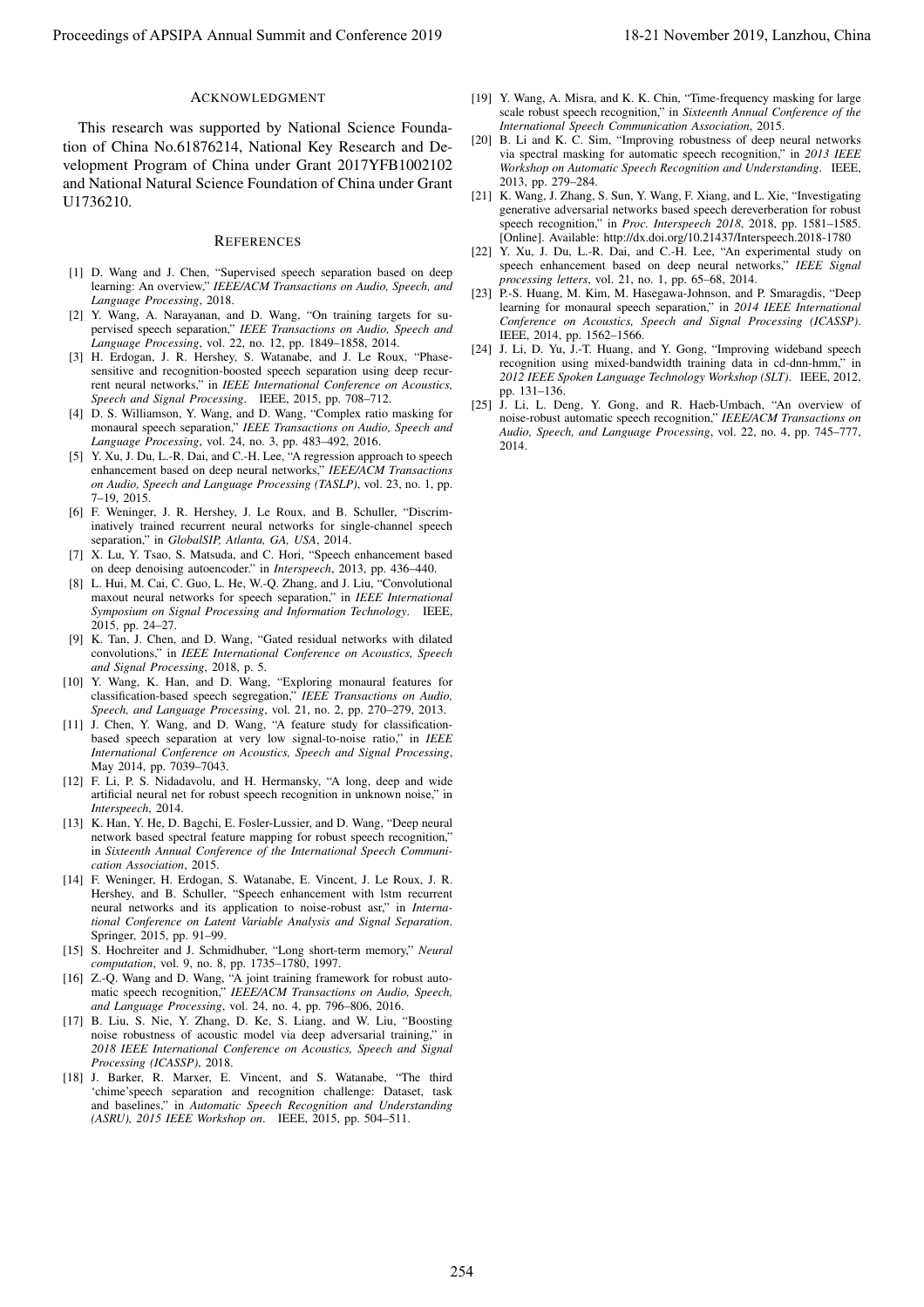## Acknowledgment

This research was supported by National Science Foundation of China No.61876214, National Key Research and Development Program of China under Grant 2017YFB1002102 and National Natural Science Foundation of China under Grant U1736210.

## References

[1] D. Wang and J. Chen, "Supervised speech separation based on deep learning: An overview," *IEEE/ACM Transactions on Audio, Speech, and Language Processing*, 2018.

[2] Y. Wang, A. Narayanan, and D. Wang, "On training targets for supervised speech separation," *IEEE Transactions on Audio, Speech and Language Processing*, vol. 22, no. 12, pp. 1849–1858, 2014.

[3] H. Erdogan, J. R. Hershey, S. Watanabe, and J. Le Roux, "Phase-sensitive and recognition-boosted speech separation using deep recurrent neural networks," in *IEEE International Conference on Acoustics, Speech and Signal Processing*. IEEE, 2015, pp. 708–712.

[4] D. S. Williamson, Y. Wang, and D. Wang, "Complex ratio masking for monaural speech separation," *IEEE Transactions on Audio, Speech and Language Processing*, vol. 24, no. 3, pp. 483–492, 2016.

[5] Y. Xu, J. Du, L.-R. Dai, and C.-H. Lee, "A regression approach to speech enhancement based on deep neural networks," *IEEE/ACM Transactions on Audio, Speech and Language Processing (TASLP)*, vol. 23, no. 1, pp. 7–19, 2015.

[6] F. Weninger, J. R. Hershey, J. Le Roux, and B. Schuller, "Discriminatively trained recurrent neural networks for single-channel speech separation," in *GlobalSIP, Atlanta, GA, USA*, 2014.

[7] X. Lu, Y. Tsao, S. Matsuda, and C. Hori, "Speech enhancement based on deep denoising autoencoder." in *Interspeech*, 2013, pp. 436–440.

[8] L. Hui, M. Cai, C. Guo, L. He, W.-Q. Zhang, and J. Liu, "Convolutional maxout neural networks for speech separation," in *IEEE International Symposium on Signal Processing and Information Technology*. IEEE, 2015, pp. 24–27.

[9] K. Tan, J. Chen, and D. Wang, "Gated residual networks with dilated convolutions," in *IEEE International Conference on Acoustics, Speech and Signal Processing*, 2018, p. 5.

[10] Y. Wang, K. Han, and D. Wang, "Exploring monaural features for classification-based speech segregation," *IEEE Transactions on Audio, Speech, and Language Processing*, vol. 21, no. 2, pp. 270–279, 2013.

[11] J. Chen, Y. Wang, and D. Wang, "A feature study for classification-based speech separation at very low signal-to-noise ratio," in *IEEE International Conference on Acoustics, Speech and Signal Processing*, May 2014, pp. 7039–7043.

[12] F. Li, P. S. Nidadavolu, and H. Hermansky, "A long, deep and wide artificial neural net for robust speech recognition in unknown noise," in *Interspeech*, 2014.

[13] K. Han, Y. He, D. Bagchi, E. Fosler-Lussier, and D. Wang, "Deep neural network based spectral feature mapping for robust speech recognition," in *Sixteenth Annual Conference of the International Speech Communication Association*, 2015.

[14] F. Weninger, H. Erdogan, S. Watanabe, E. Vincent, J. Le Roux, J. R. Hershey, and B. Schuller, "Speech enhancement with lstm recurrent neural networks and its application to noise-robust asr," in *International Conference on Latent Variable Analysis and Signal Separation*. Springer, 2015, pp. 91–99.

[15] S. Hochreiter and J. Schmidhuber, "Long short-term memory," *Neural computation*, vol. 9, no. 8, pp. 1735–1780, 1997.

[16] Z.-Q. Wang and D. Wang, "A joint training framework for robust automatic speech recognition," *IEEE/ACM Transactions on Audio, Speech, and Language Processing*, vol. 24, no. 4, pp. 796–806, 2016.

[17] B. Liu, S. Nie, Y. Zhang, D. Ke, S. Liang, and W. Liu, "Boosting noise robustness of acoustic model via deep adversarial training," in *2018 IEEE International Conference on Acoustics, Speech and Signal Processing (ICASSP)*, 2018.

[18] J. Barker, R. Marxer, E. Vincent, and S. Watanabe, "The third 'chime'speech separation and recognition challenge: Dataset, task and baselines," in *Automatic Speech Recognition and Understanding (ASRU), 2015 IEEE Workshop on*. IEEE, 2015, pp. 504–511.

[19] Y. Wang, A. Misra, and K. K. Chin, "Time-frequency masking for large scale robust speech recognition," in *Sixteenth Annual Conference of the International Speech Communication Association*, 2015.

[20] B. Li and K. C. Sim, "Improving robustness of deep neural networks via spectral masking for automatic speech recognition," in *2013 IEEE Workshop on Automatic Speech Recognition and Understanding*. IEEE, 2013, pp. 279–284.

[21] K. Wang, J. Zhang, S. Sun, Y. Wang, F. Xiang, and L. Xie, "Investigating generative adversarial networks based speech dereverberation for robust speech recognition," in *Proc. Interspeech 2018*, 2018, pp. 1581–1585. [Online]. Available: http://dx.doi.org/10.21437/Interspeech.2018-1780

[22] Y. Xu, J. Du, L.-R. Dai, and C.-H. Lee, "An experimental study on speech enhancement based on deep neural networks," *IEEE Signal processing letters*, vol. 21, no. 1, pp. 65–68, 2014.

[23] P.-S. Huang, M. Kim, M. Hasegawa-Johnson, and P. Smaragdis, "Deep learning for monaural speech separation," in *2014 IEEE International Conference on Acoustics, Speech and Signal Processing (ICASSP)*. IEEE, 2014, pp. 1562–1566.

[24] J. Li, D. Yu, J.-T. Huang, and Y. Gong, "Improving wideband speech recognition using mixed-bandwidth training data in cd-dnn-hmm," in *2012 IEEE Spoken Language Technology Workshop (SLT)*. IEEE, 2012, pp. 131–136.

[25] J. Li, L. Deng, Y. Gong, and R. Haeb-Umbach, "An overview of noise-robust automatic speech recognition," *IEEE/ACM Transactions on Audio, Speech, and Language Processing*, vol. 22, no. 4, pp. 745–777, 2014.